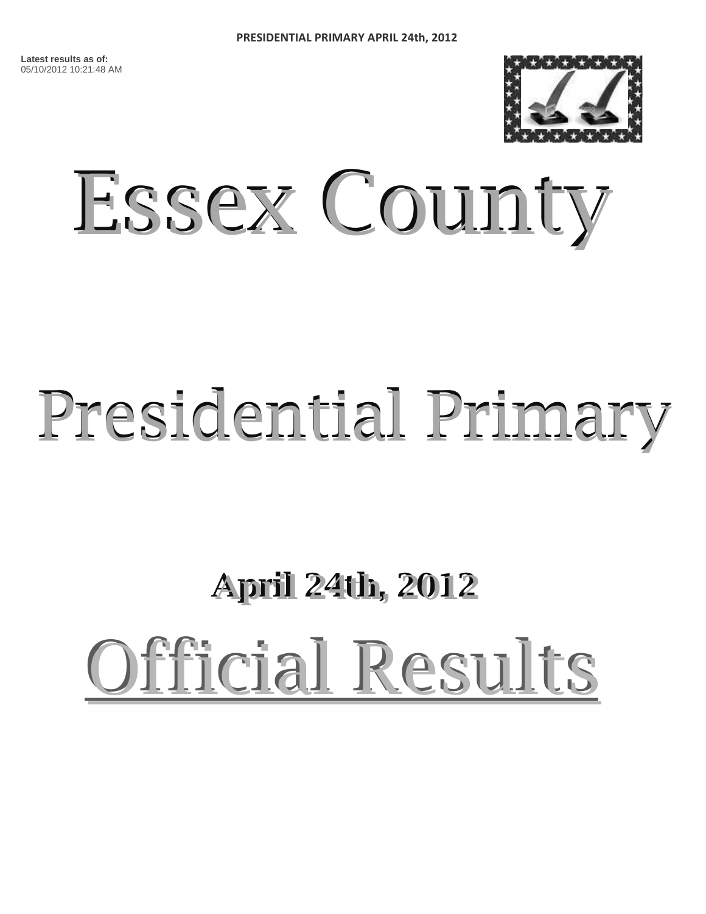PRESIDENTIAL PRIMARY APRIL 24th, 2012

**Latest results as of:**
05/10/2012 10:21:48 AM

# Essex County

# Presidential Primary

## April 24th, 2012

# Official Results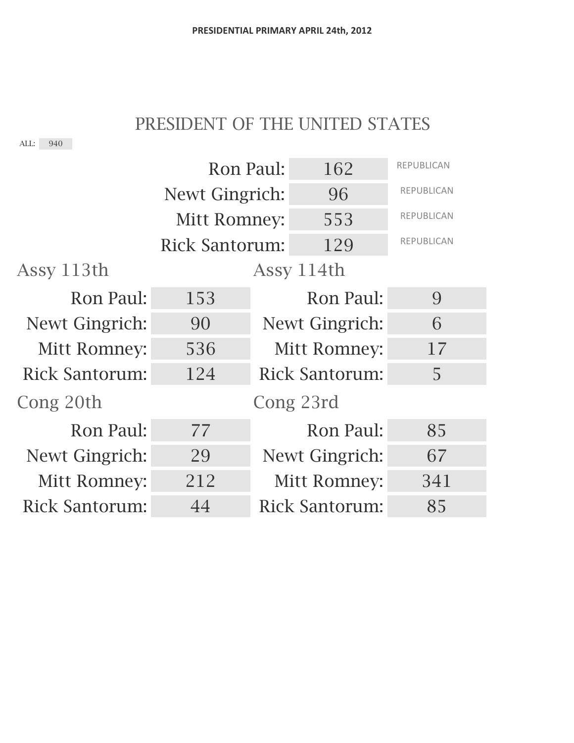PRESIDENTIAL PRIMARY APRIL 24th, 2012

# PRESIDENT OF THE UNITED STATES

ALL: 940

| Candidate | Votes | Party |
| --- | --- | --- |
| Ron Paul: | 162 | REPUBLICAN |
| Newt Gingrich: | 96 | REPUBLICAN |
| Mitt Romney: | 553 | REPUBLICAN |
| Rick Santorum: | 129 | REPUBLICAN |

## Assy 113th

| Candidate | Votes |
| --- | --- |
| Ron Paul: | 153 |
| Newt Gingrich: | 90 |
| Mitt Romney: | 536 |
| Rick Santorum: | 124 |

## Assy 114th

| Candidate | Votes |
| --- | --- |
| Ron Paul: | 9 |
| Newt Gingrich: | 6 |
| Mitt Romney: | 17 |
| Rick Santorum: | 5 |

## Cong 20th

| Candidate | Votes |
| --- | --- |
| Ron Paul: | 77 |
| Newt Gingrich: | 29 |
| Mitt Romney: | 212 |
| Rick Santorum: | 44 |

## Cong 23rd

| Candidate | Votes |
| --- | --- |
| Ron Paul: | 85 |
| Newt Gingrich: | 67 |
| Mitt Romney: | 341 |
| Rick Santorum: | 85 |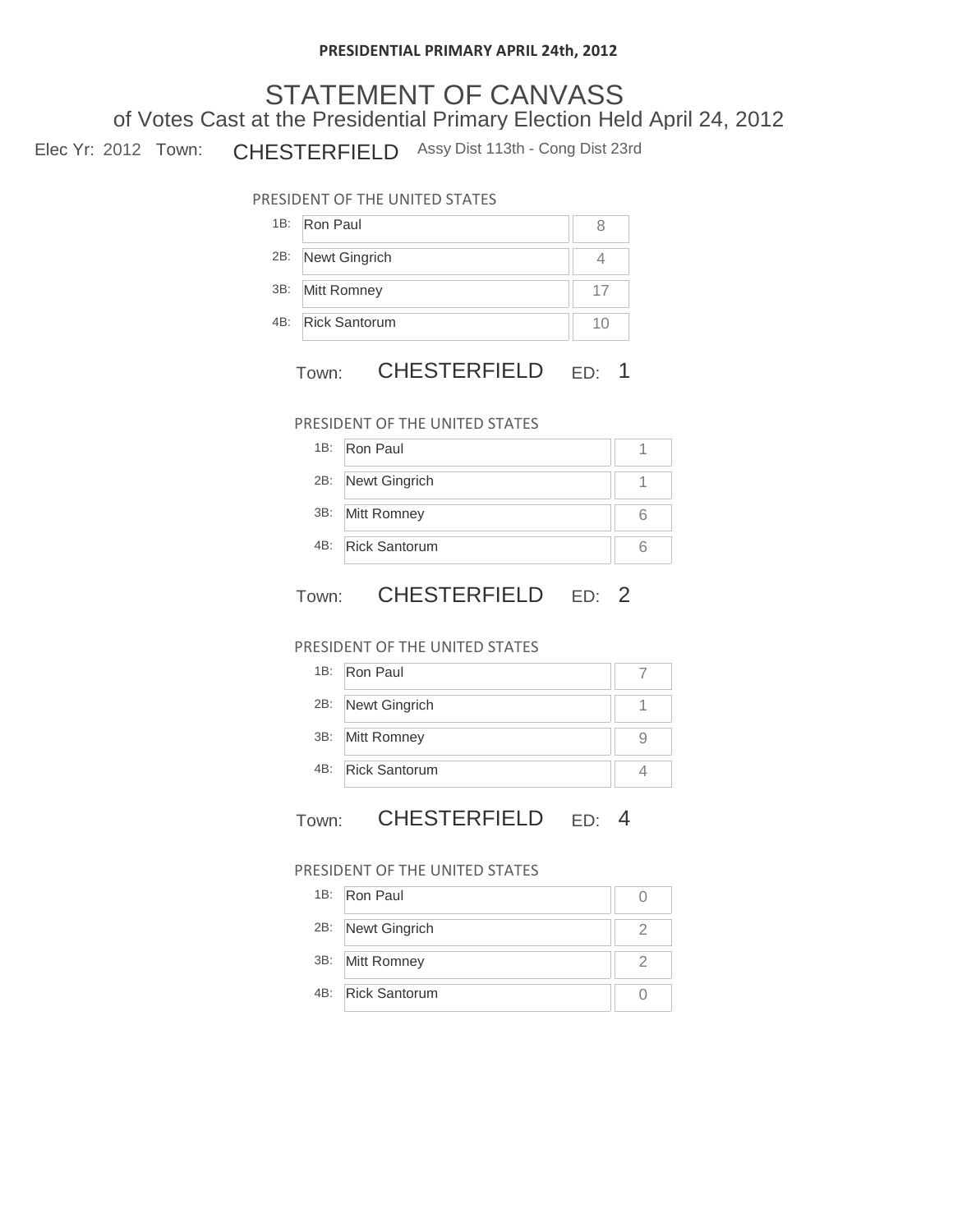**PRESIDENTIAL PRIMARY APRIL 24th, 2012**

# STATEMENT OF CANVASS

## of Votes Cast at the Presidential Primary Election Held April 24, 2012

Elec Yr: 2012 Town: CHESTERFIELD Assy Dist 113th - Cong Dist 23rd

PRESIDENT OF THE UNITED STATES

| | Candidate | Votes |
|---|---|---|
| 1B: | Ron Paul | 8 |
| 2B: | Newt Gingrich | 4 |
| 3B: | Mitt Romney | 17 |
| 4B: | Rick Santorum | 10 |

### Town: CHESTERFIELD ED: 1

PRESIDENT OF THE UNITED STATES

| | Candidate | Votes |
|---|---|---|
| 1B: | Ron Paul | 1 |
| 2B: | Newt Gingrich | 1 |
| 3B: | Mitt Romney | 6 |
| 4B: | Rick Santorum | 6 |

### Town: CHESTERFIELD ED: 2

PRESIDENT OF THE UNITED STATES

| | Candidate | Votes |
|---|---|---|
| 1B: | Ron Paul | 7 |
| 2B: | Newt Gingrich | 1 |
| 3B: | Mitt Romney | 9 |
| 4B: | Rick Santorum | 4 |

### Town: CHESTERFIELD ED: 4

PRESIDENT OF THE UNITED STATES

| | Candidate | Votes |
|---|---|---|
| 1B: | Ron Paul | 0 |
| 2B: | Newt Gingrich | 2 |
| 3B: | Mitt Romney | 2 |
| 4B: | Rick Santorum | 0 |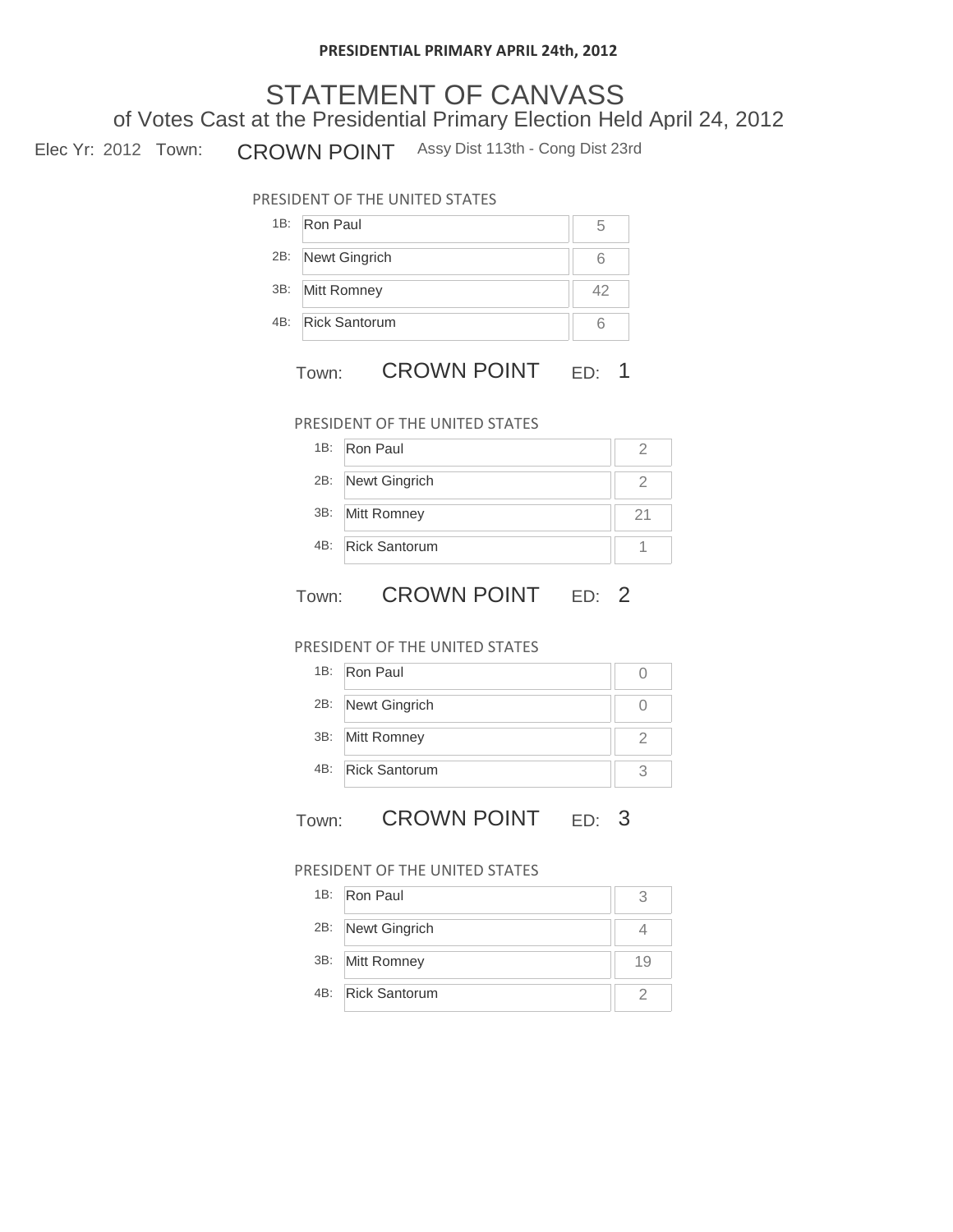**PRESIDENTIAL PRIMARY APRIL 24th, 2012**

# STATEMENT OF CANVASS

## of Votes Cast at the Presidential Primary Election Held April 24, 2012

Elec Yr: 2012 Town: CROWN POINT Assy Dist 113th - Cong Dist 23rd

PRESIDENT OF THE UNITED STATES

| | Candidate | Votes |
|---|---|---|
| 1B: | Ron Paul | 5 |
| 2B: | Newt Gingrich | 6 |
| 3B: | Mitt Romney | 42 |
| 4B: | Rick Santorum | 6 |

Town: CROWN POINT ED: 1

PRESIDENT OF THE UNITED STATES

| | Candidate | Votes |
|---|---|---|
| 1B: | Ron Paul | 2 |
| 2B: | Newt Gingrich | 2 |
| 3B: | Mitt Romney | 21 |
| 4B: | Rick Santorum | 1 |

Town: CROWN POINT ED: 2

PRESIDENT OF THE UNITED STATES

| | Candidate | Votes |
|---|---|---|
| 1B: | Ron Paul | 0 |
| 2B: | Newt Gingrich | 0 |
| 3B: | Mitt Romney | 2 |
| 4B: | Rick Santorum | 3 |

Town: CROWN POINT ED: 3

PRESIDENT OF THE UNITED STATES

| | Candidate | Votes |
|---|---|---|
| 1B: | Ron Paul | 3 |
| 2B: | Newt Gingrich | 4 |
| 3B: | Mitt Romney | 19 |
| 4B: | Rick Santorum | 2 |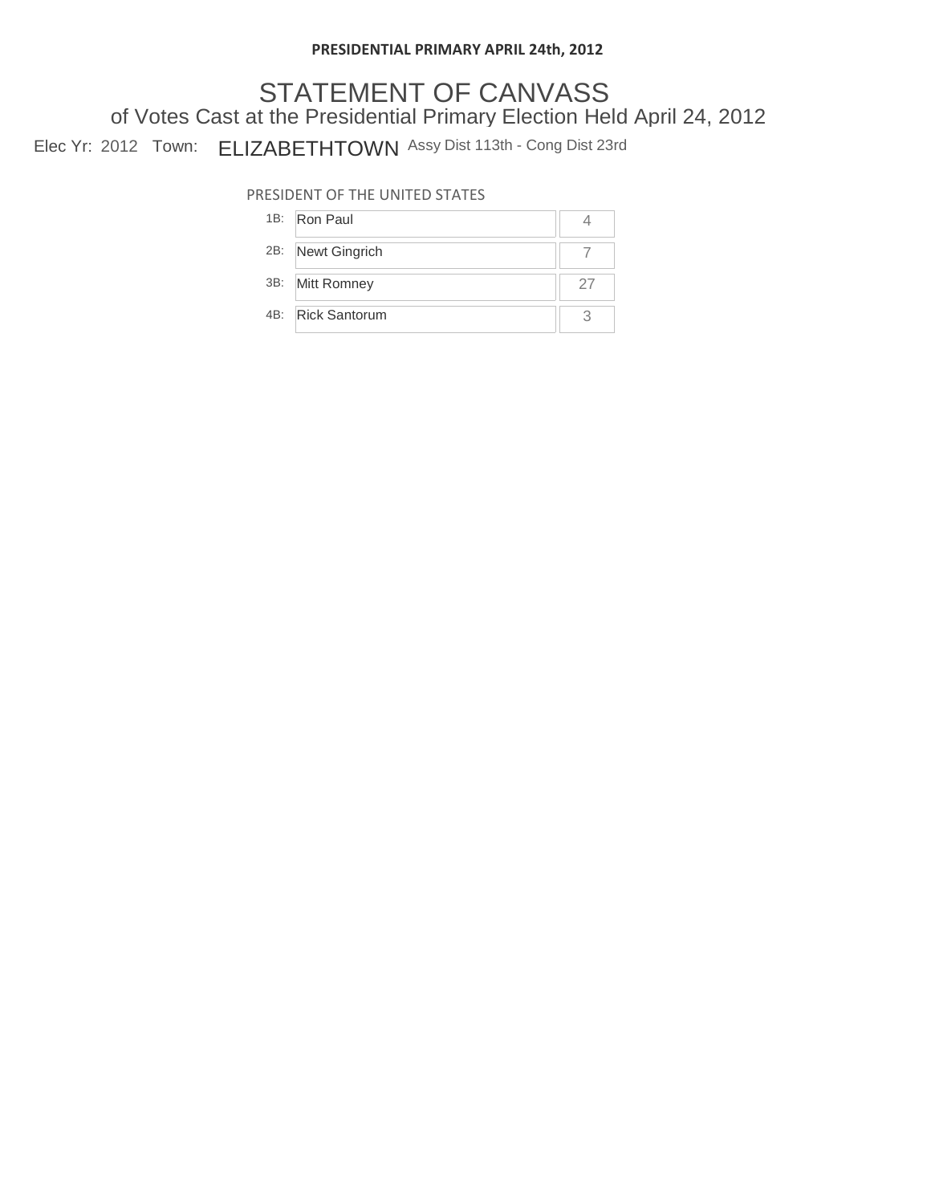**PRESIDENTIAL PRIMARY APRIL 24th, 2012**

# STATEMENT OF CANVASS

## of Votes Cast at the Presidential Primary Election Held April 24, 2012

Elec Yr: 2012 Town: ELIZABETHTOWN Assy Dist 113th - Cong Dist 23rd

PRESIDENT OF THE UNITED STATES

| | Candidate | Votes |
|---|---|---|
| 1B: | Ron Paul | 4 |
| 2B: | Newt Gingrich | 7 |
| 3B: | Mitt Romney | 27 |
| 4B: | Rick Santorum | 3 |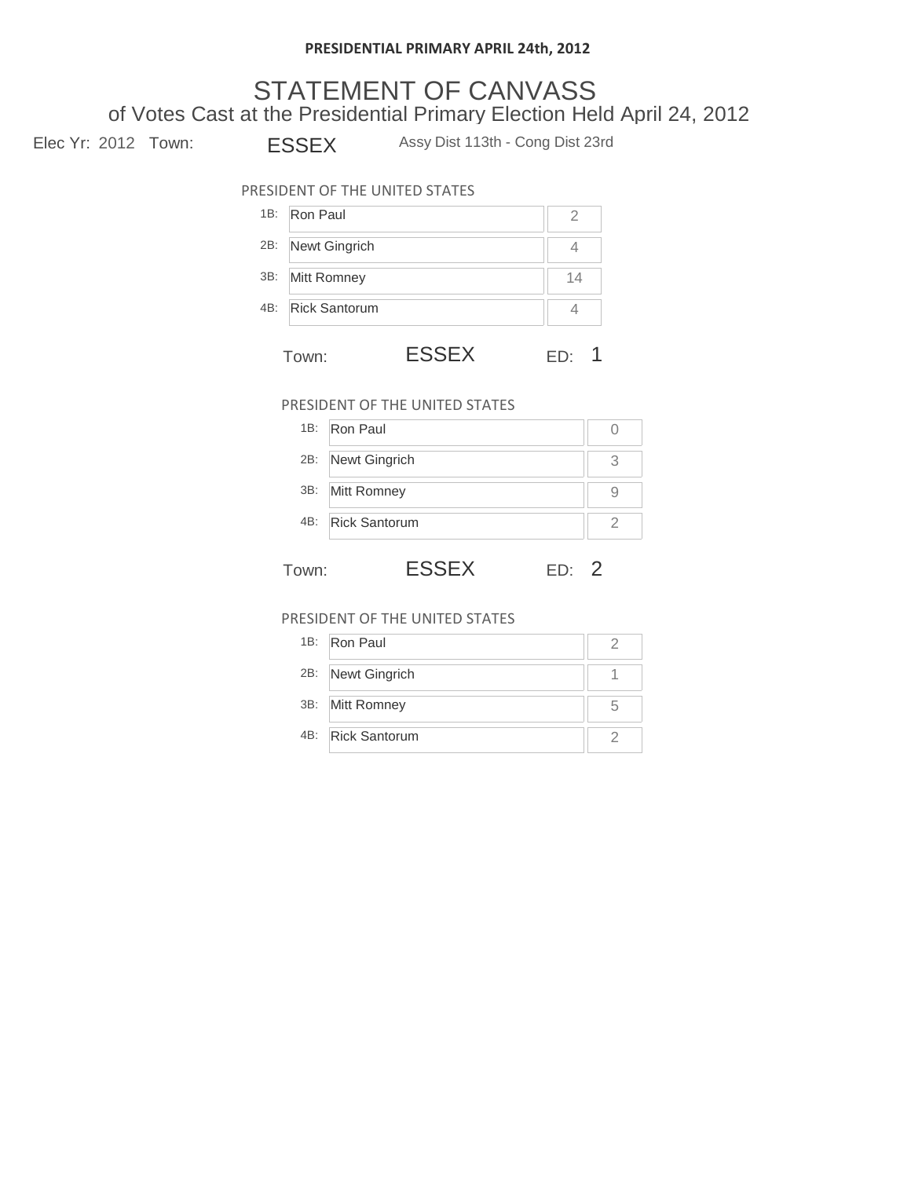**PRESIDENTIAL PRIMARY APRIL 24th, 2012**

# STATEMENT OF CANVASS

## of Votes Cast at the Presidential Primary Election Held April 24, 2012

Elec Yr: 2012 Town: ESSEX Assy Dist 113th - Cong Dist 23rd

PRESIDENT OF THE UNITED STATES

| | Candidate | Votes |
|---|---|---|
| 1B: | Ron Paul | 2 |
| 2B: | Newt Gingrich | 4 |
| 3B: | Mitt Romney | 14 |
| 4B: | Rick Santorum | 4 |

Town: ESSEX ED: 1

PRESIDENT OF THE UNITED STATES

| | Candidate | Votes |
|---|---|---|
| 1B: | Ron Paul | 0 |
| 2B: | Newt Gingrich | 3 |
| 3B: | Mitt Romney | 9 |
| 4B: | Rick Santorum | 2 |

Town: ESSEX ED: 2

PRESIDENT OF THE UNITED STATES

| | Candidate | Votes |
|---|---|---|
| 1B: | Ron Paul | 2 |
| 2B: | Newt Gingrich | 1 |
| 3B: | Mitt Romney | 5 |
| 4B: | Rick Santorum | 2 |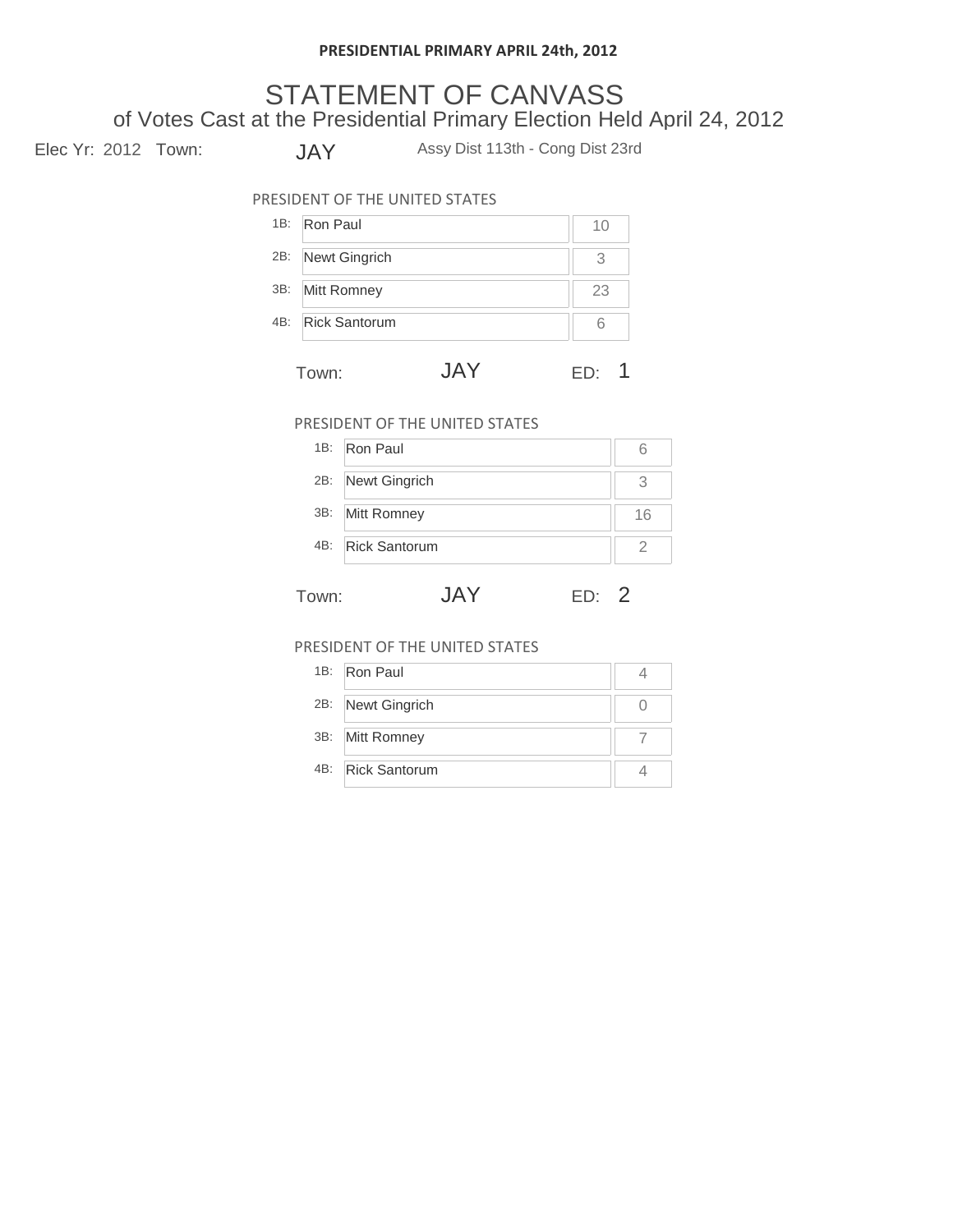**PRESIDENTIAL PRIMARY APRIL 24th, 2012**

# STATEMENT OF CANVASS

## of Votes Cast at the Presidential Primary Election Held April 24, 2012

Elec Yr: 2012 Town: JAY Assy Dist 113th - Cong Dist 23rd

PRESIDENT OF THE UNITED STATES

| | Candidate | Votes |
|---|---|---|
| 1B: | Ron Paul | 10 |
| 2B: | Newt Gingrich | 3 |
| 3B: | Mitt Romney | 23 |
| 4B: | Rick Santorum | 6 |

Town: JAY ED: 1

PRESIDENT OF THE UNITED STATES

| | Candidate | Votes |
|---|---|---|
| 1B: | Ron Paul | 6 |
| 2B: | Newt Gingrich | 3 |
| 3B: | Mitt Romney | 16 |
| 4B: | Rick Santorum | 2 |

Town: JAY ED: 2

PRESIDENT OF THE UNITED STATES

| | Candidate | Votes |
|---|---|---|
| 1B: | Ron Paul | 4 |
| 2B: | Newt Gingrich | 0 |
| 3B: | Mitt Romney | 7 |
| 4B: | Rick Santorum | 4 |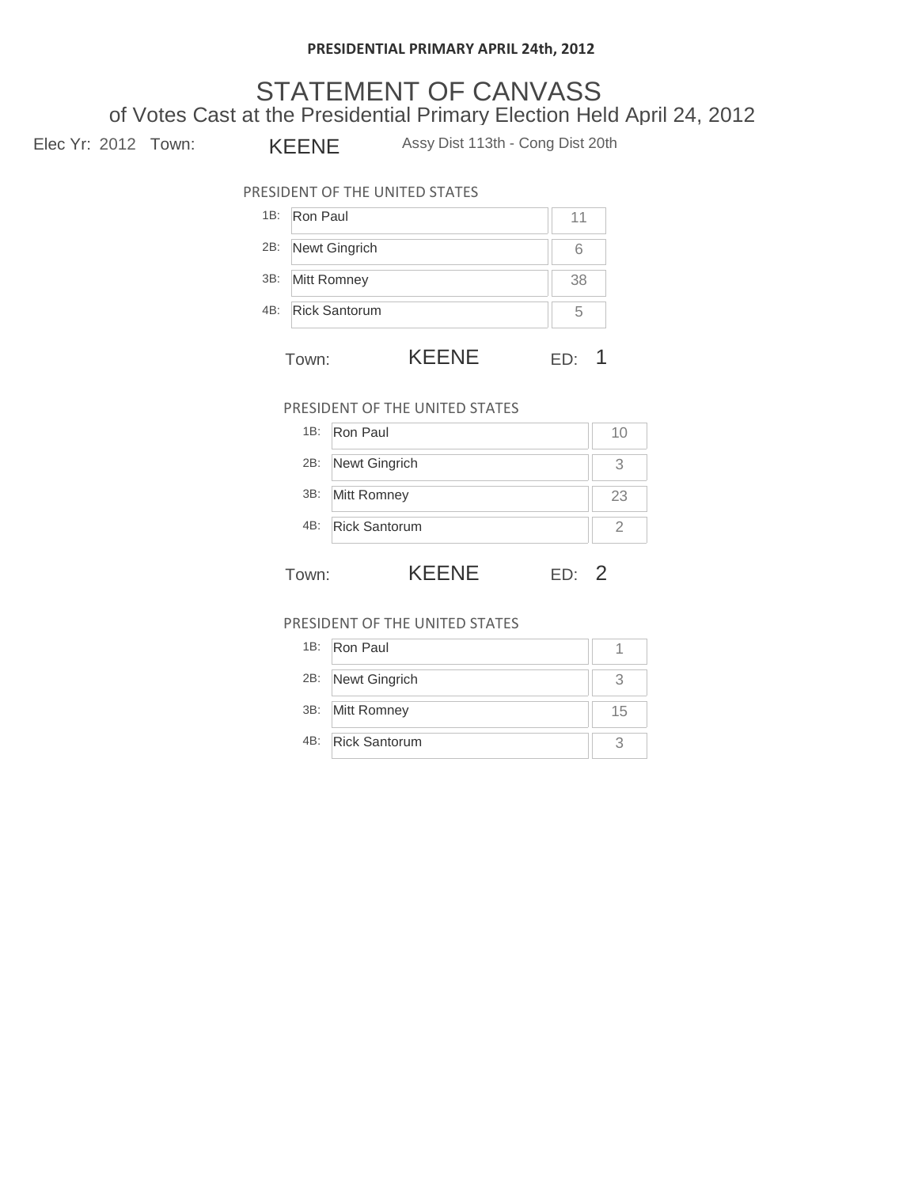**PRESIDENTIAL PRIMARY APRIL 24th, 2012**

# STATEMENT OF CANVASS

## of Votes Cast at the Presidential Primary Election Held April 24, 2012

Elec Yr: 2012 Town: KEENE Assy Dist 113th - Cong Dist 20th

PRESIDENT OF THE UNITED STATES

| | Candidate | Votes |
|---|---|---|
| 1B: | Ron Paul | 11 |
| 2B: | Newt Gingrich | 6 |
| 3B: | Mitt Romney | 38 |
| 4B: | Rick Santorum | 5 |

Town: KEENE ED: 1

PRESIDENT OF THE UNITED STATES

| | Candidate | Votes |
|---|---|---|
| 1B: | Ron Paul | 10 |
| 2B: | Newt Gingrich | 3 |
| 3B: | Mitt Romney | 23 |
| 4B: | Rick Santorum | 2 |

Town: KEENE ED: 2

PRESIDENT OF THE UNITED STATES

| | Candidate | Votes |
|---|---|---|
| 1B: | Ron Paul | 1 |
| 2B: | Newt Gingrich | 3 |
| 3B: | Mitt Romney | 15 |
| 4B: | Rick Santorum | 3 |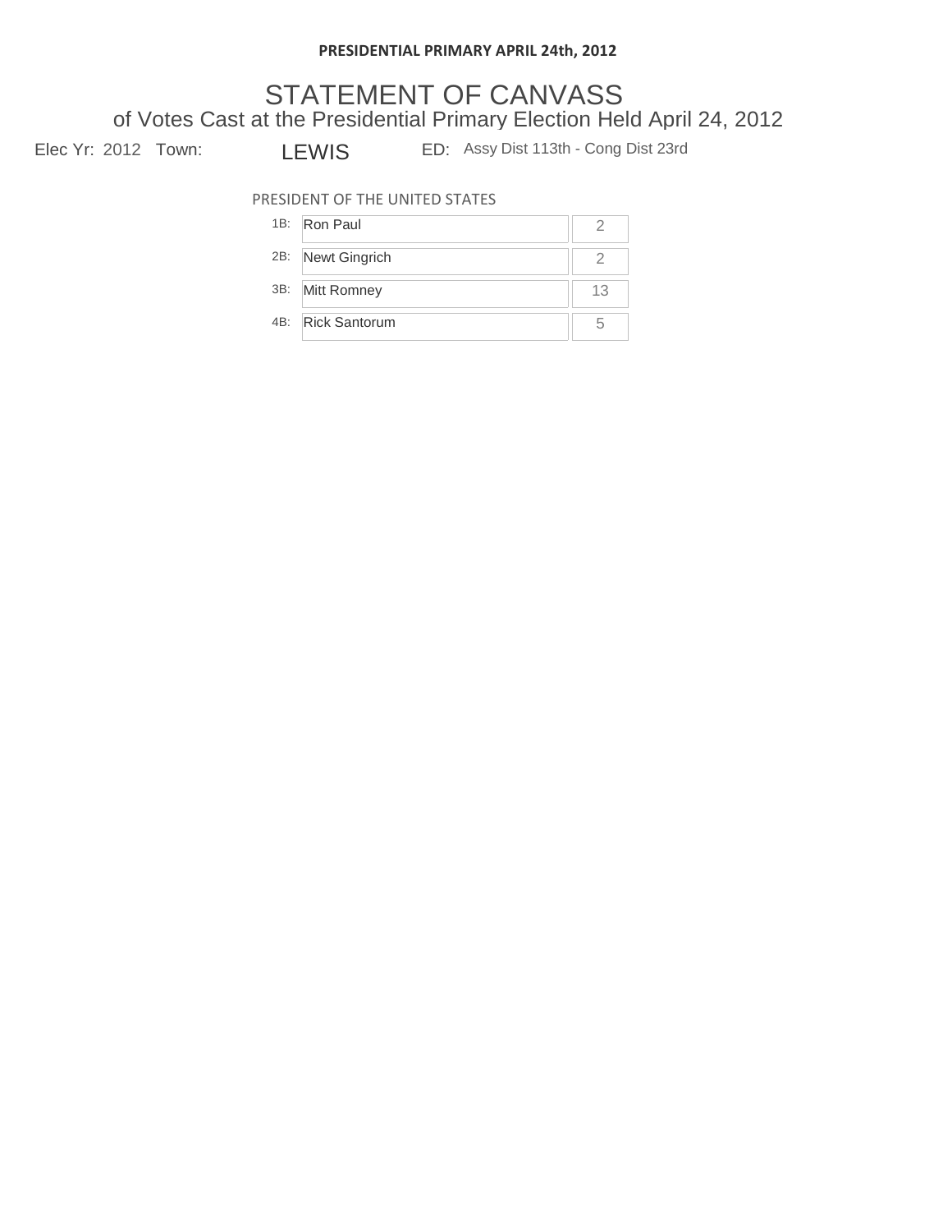**PRESIDENTIAL PRIMARY APRIL 24th, 2012**

# STATEMENT OF CANVASS

## of Votes Cast at the Presidential Primary Election Held April 24, 2012

Elec Yr: 2012 Town: LEWIS ED: Assy Dist 113th - Cong Dist 23rd

PRESIDENT OF THE UNITED STATES

| | Candidate | Votes |
|---|---|---|
| 1B: | Ron Paul | 2 |
| 2B: | Newt Gingrich | 2 |
| 3B: | Mitt Romney | 13 |
| 4B: | Rick Santorum | 5 |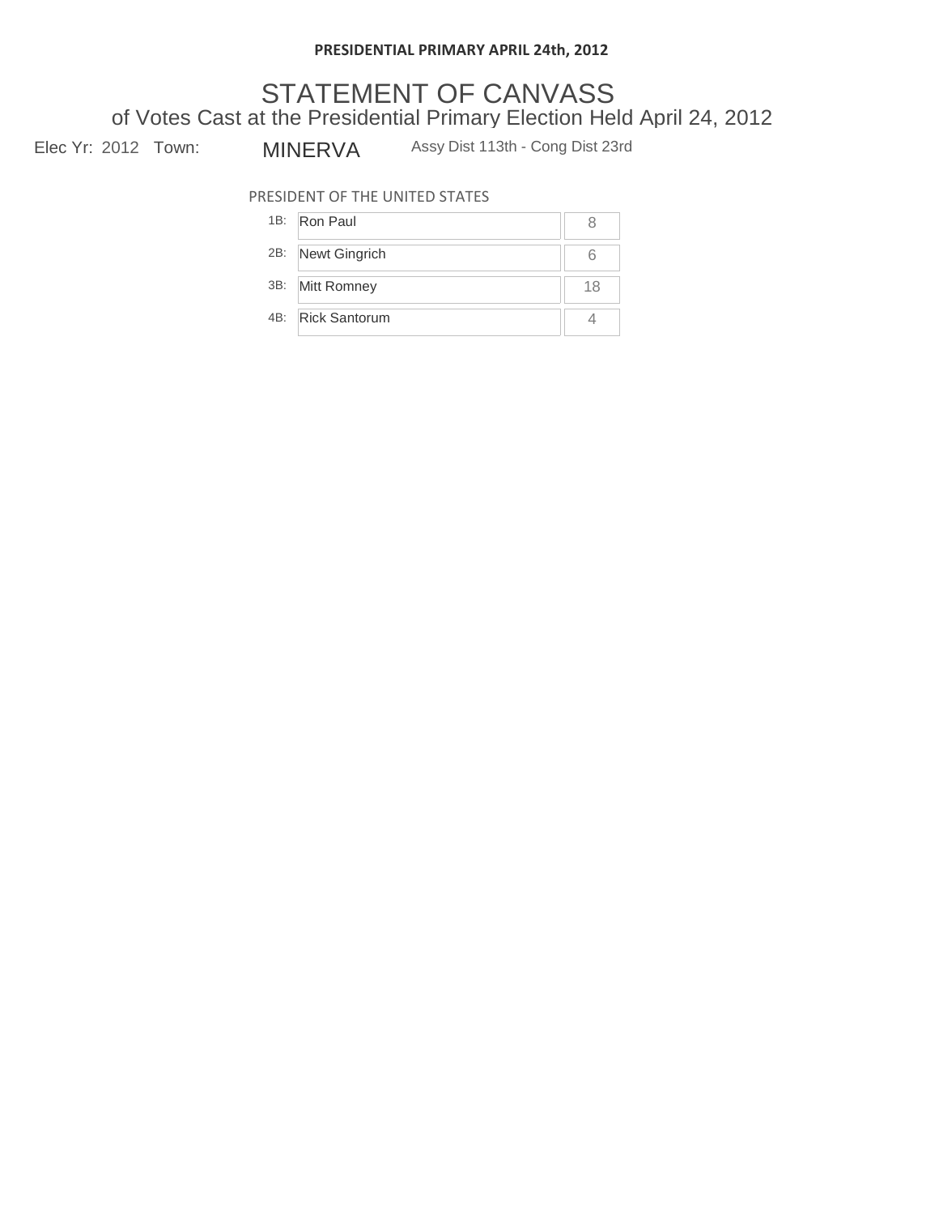**PRESIDENTIAL PRIMARY APRIL 24th, 2012**

# STATEMENT OF CANVASS

## of Votes Cast at the Presidential Primary Election Held April 24, 2012

Elec Yr: 2012 Town: MINERVA Assy Dist 113th - Cong Dist 23rd

PRESIDENT OF THE UNITED STATES

| | Candidate | Votes |
|---|---|---|
| 1B: | Ron Paul | 8 |
| 2B: | Newt Gingrich | 6 |
| 3B: | Mitt Romney | 18 |
| 4B: | Rick Santorum | 4 |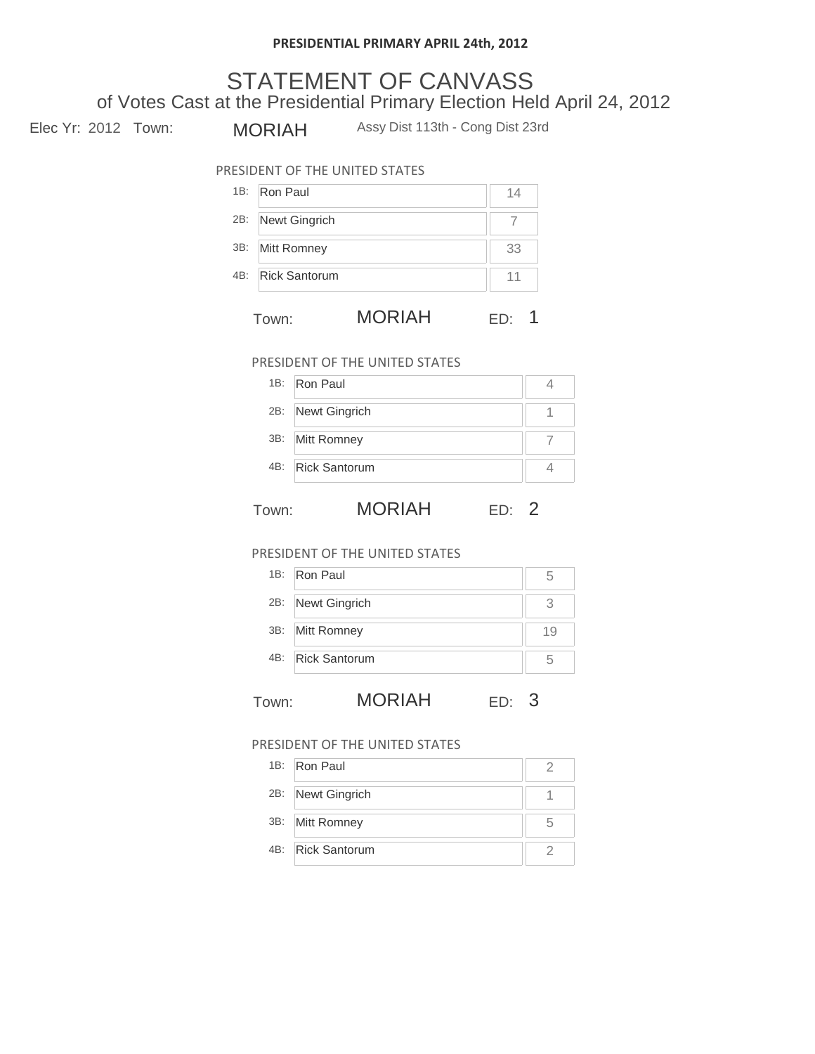**PRESIDENTIAL PRIMARY APRIL 24th, 2012**

# STATEMENT OF CANVASS

## of Votes Cast at the Presidential Primary Election Held April 24, 2012

Elec Yr: 2012 Town: MORIAH Assy Dist 113th - Cong Dist 23rd

PRESIDENT OF THE UNITED STATES

| | Candidate | Votes |
|---|---|---|
| 1B: | Ron Paul | 14 |
| 2B: | Newt Gingrich | 7 |
| 3B: | Mitt Romney | 33 |
| 4B: | Rick Santorum | 11 |

Town: MORIAH ED: 1

PRESIDENT OF THE UNITED STATES

| | Candidate | Votes |
|---|---|---|
| 1B: | Ron Paul | 4 |
| 2B: | Newt Gingrich | 1 |
| 3B: | Mitt Romney | 7 |
| 4B: | Rick Santorum | 4 |

Town: MORIAH ED: 2

PRESIDENT OF THE UNITED STATES

| | Candidate | Votes |
|---|---|---|
| 1B: | Ron Paul | 5 |
| 2B: | Newt Gingrich | 3 |
| 3B: | Mitt Romney | 19 |
| 4B: | Rick Santorum | 5 |

Town: MORIAH ED: 3

PRESIDENT OF THE UNITED STATES

| | Candidate | Votes |
|---|---|---|
| 1B: | Ron Paul | 2 |
| 2B: | Newt Gingrich | 1 |
| 3B: | Mitt Romney | 5 |
| 4B: | Rick Santorum | 2 |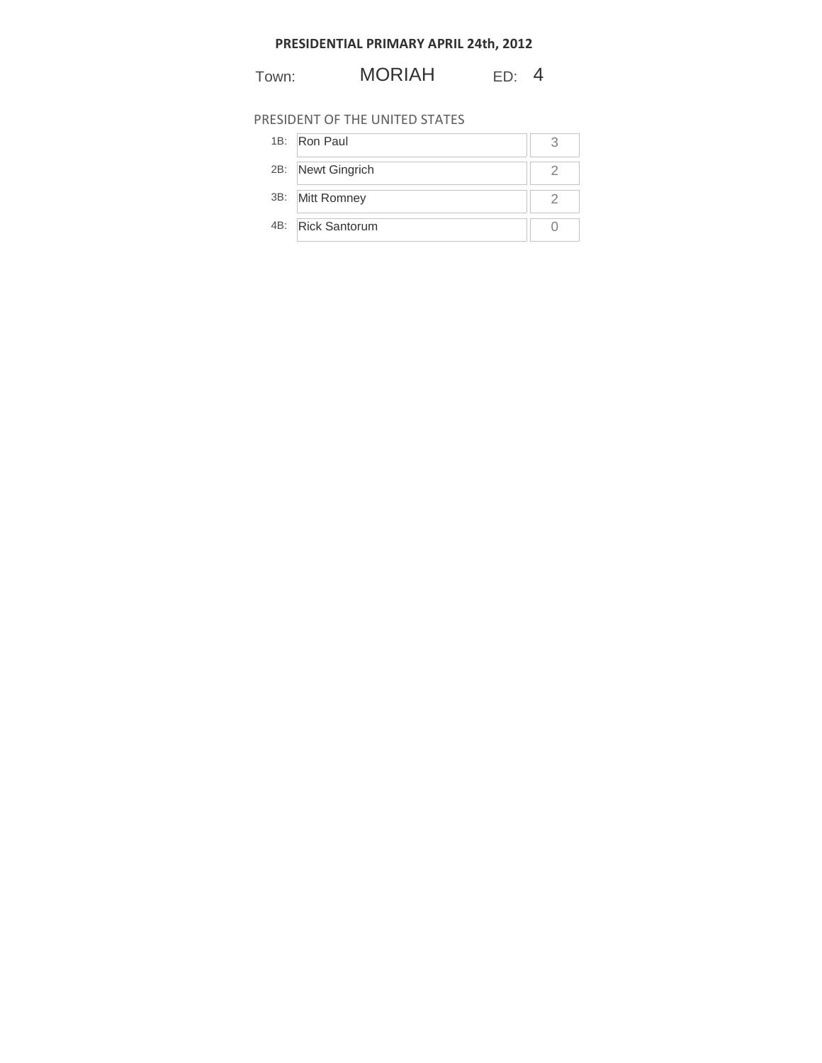**PRESIDENTIAL PRIMARY APRIL 24th, 2012**

Town: MORIAH ED: 4

PRESIDENT OF THE UNITED STATES

| | Candidate | Votes |
|---|---|---|
| 1B: | Ron Paul | 3 |
| 2B: | Newt Gingrich | 2 |
| 3B: | Mitt Romney | 2 |
| 4B: | Rick Santorum | 0 |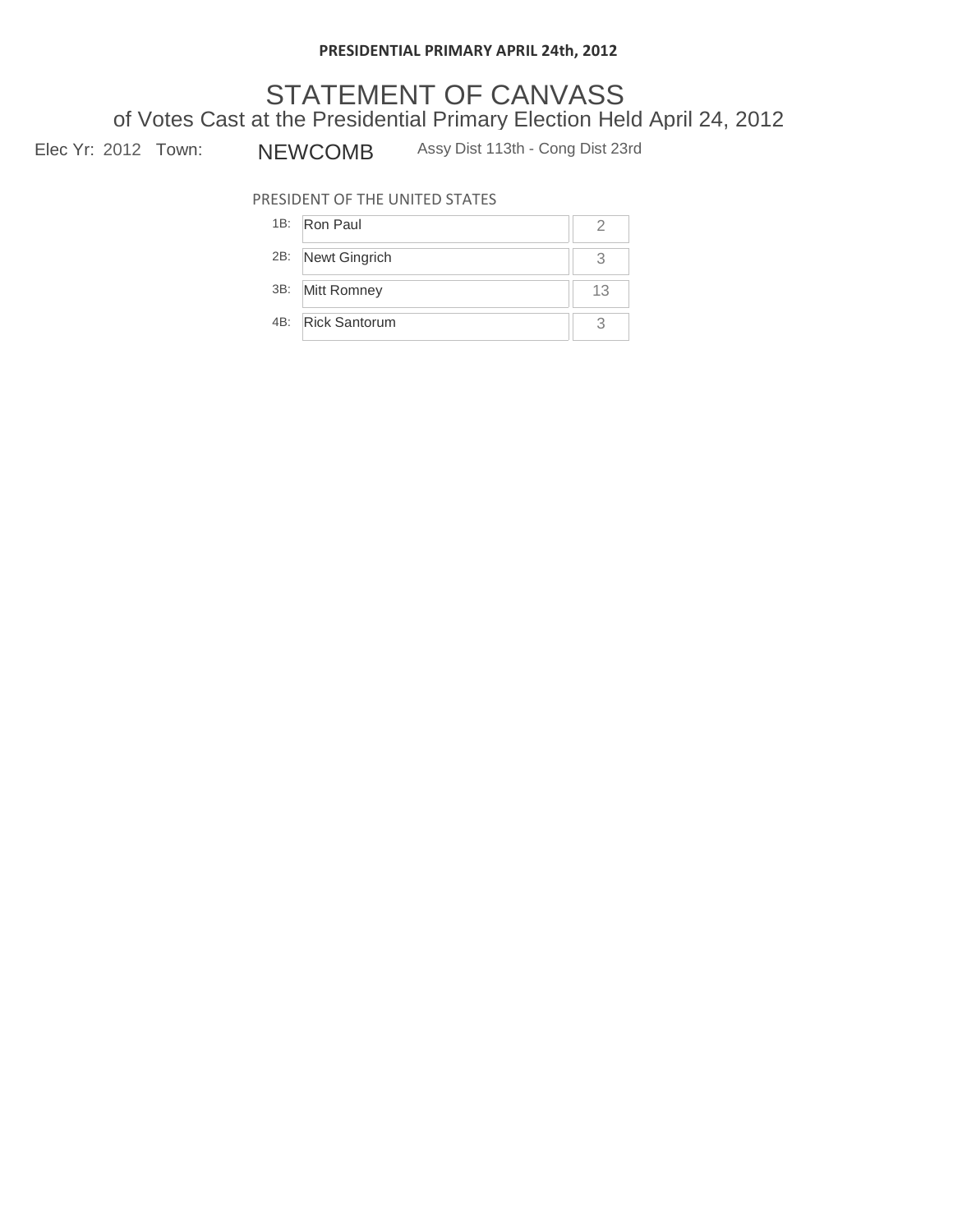**PRESIDENTIAL PRIMARY APRIL 24th, 2012**

# STATEMENT OF CANVASS

## of Votes Cast at the Presidential Primary Election Held April 24, 2012

Elec Yr: 2012 Town: NEWCOMB Assy Dist 113th - Cong Dist 23rd

PRESIDENT OF THE UNITED STATES

| | Candidate | Votes |
|---|---|---|
| 1B: | Ron Paul | 2 |
| 2B: | Newt Gingrich | 3 |
| 3B: | Mitt Romney | 13 |
| 4B: | Rick Santorum | 3 |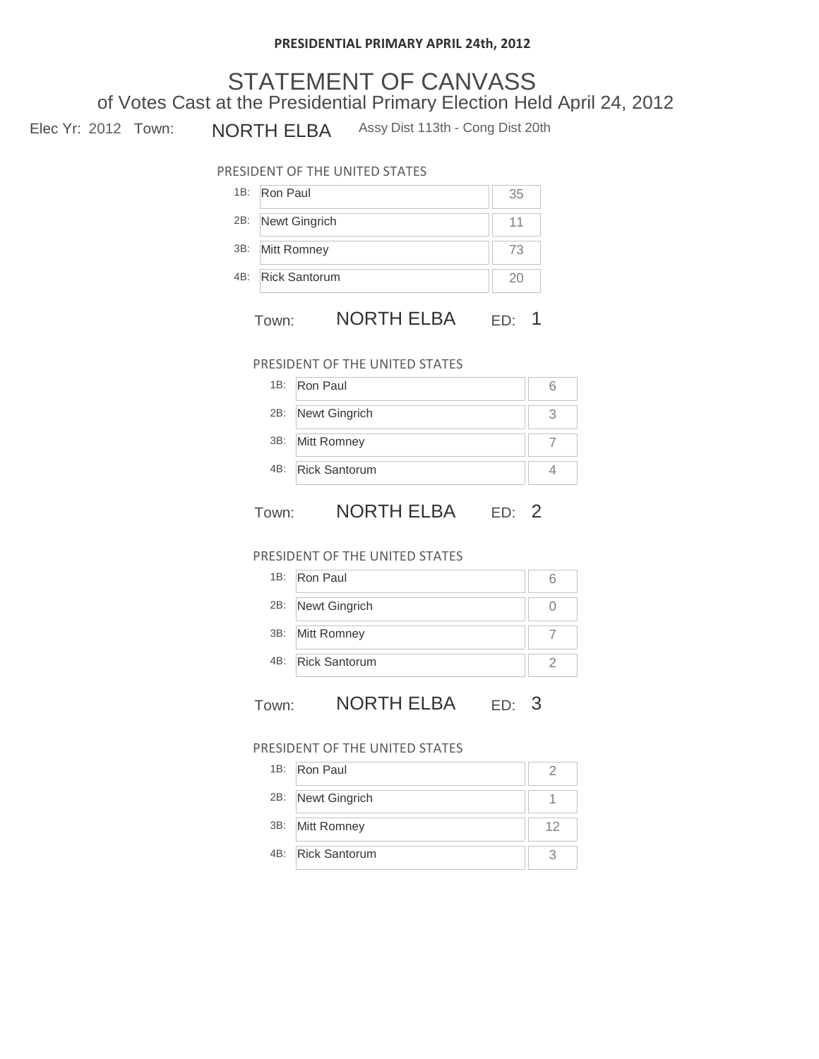**PRESIDENTIAL PRIMARY APRIL 24th, 2012**

# STATEMENT OF CANVASS

## of Votes Cast at the Presidential Primary Election Held April 24, 2012

Elec Yr: 2012 Town: NORTH ELBA Assy Dist 113th - Cong Dist 20th

PRESIDENT OF THE UNITED STATES

| | Candidate | Votes |
|---|---|---|
| 1B: | Ron Paul | 35 |
| 2B: | Newt Gingrich | 11 |
| 3B: | Mitt Romney | 73 |
| 4B: | Rick Santorum | 20 |

Town: NORTH ELBA ED: 1

PRESIDENT OF THE UNITED STATES

| | Candidate | Votes |
|---|---|---|
| 1B: | Ron Paul | 6 |
| 2B: | Newt Gingrich | 3 |
| 3B: | Mitt Romney | 7 |
| 4B: | Rick Santorum | 4 |

Town: NORTH ELBA ED: 2

PRESIDENT OF THE UNITED STATES

| | Candidate | Votes |
|---|---|---|
| 1B: | Ron Paul | 6 |
| 2B: | Newt Gingrich | 0 |
| 3B: | Mitt Romney | 7 |
| 4B: | Rick Santorum | 2 |

Town: NORTH ELBA ED: 3

PRESIDENT OF THE UNITED STATES

| | Candidate | Votes |
|---|---|---|
| 1B: | Ron Paul | 2 |
| 2B: | Newt Gingrich | 1 |
| 3B: | Mitt Romney | 12 |
| 4B: | Rick Santorum | 3 |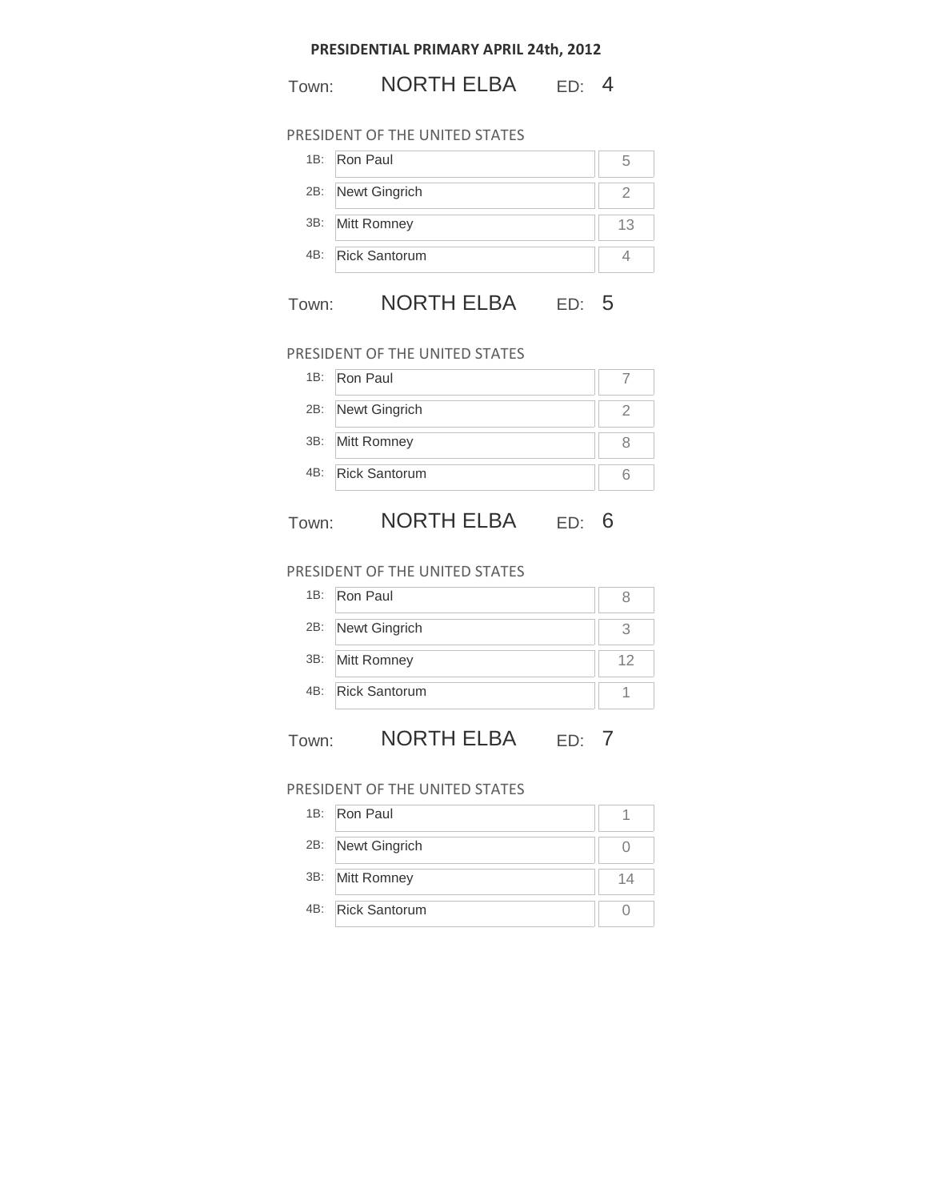**PRESIDENTIAL PRIMARY APRIL 24th, 2012**

Town: NORTH ELBA ED: 4

PRESIDENT OF THE UNITED STATES

| | | |
|---|---|---|
| 1B: | Ron Paul | 5 |
| 2B: | Newt Gingrich | 2 |
| 3B: | Mitt Romney | 13 |
| 4B: | Rick Santorum | 4 |

Town: NORTH ELBA ED: 5

PRESIDENT OF THE UNITED STATES

| | | |
|---|---|---|
| 1B: | Ron Paul | 7 |
| 2B: | Newt Gingrich | 2 |
| 3B: | Mitt Romney | 8 |
| 4B: | Rick Santorum | 6 |

Town: NORTH ELBA ED: 6

PRESIDENT OF THE UNITED STATES

| | | |
|---|---|---|
| 1B: | Ron Paul | 8 |
| 2B: | Newt Gingrich | 3 |
| 3B: | Mitt Romney | 12 |
| 4B: | Rick Santorum | 1 |

Town: NORTH ELBA ED: 7

PRESIDENT OF THE UNITED STATES

| | | |
|---|---|---|
| 1B: | Ron Paul | 1 |
| 2B: | Newt Gingrich | 0 |
| 3B: | Mitt Romney | 14 |
| 4B: | Rick Santorum | 0 |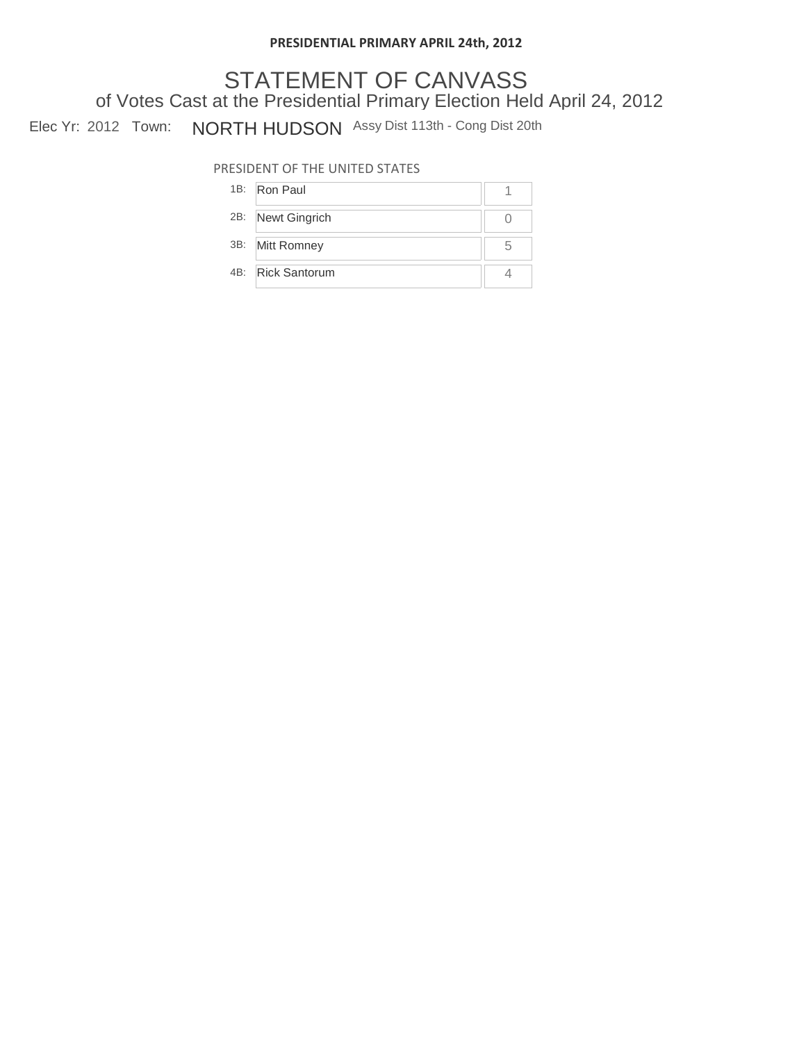**PRESIDENTIAL PRIMARY APRIL 24th, 2012**

# STATEMENT OF CANVASS

## of Votes Cast at the Presidential Primary Election Held April 24, 2012

Elec Yr: 2012 Town: NORTH HUDSON Assy Dist 113th - Cong Dist 20th

PRESIDENT OF THE UNITED STATES

| | Candidate | Votes |
|---|---|---|
| 1B: | Ron Paul | 1 |
| 2B: | Newt Gingrich | 0 |
| 3B: | Mitt Romney | 5 |
| 4B: | Rick Santorum | 4 |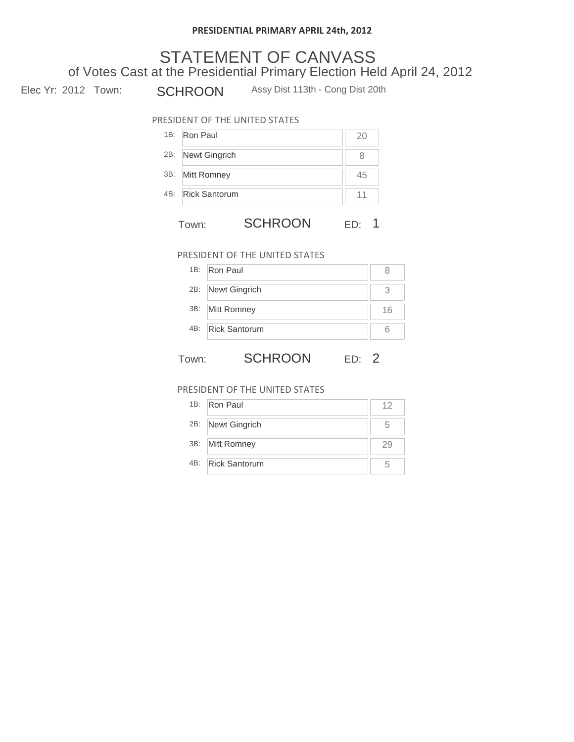**PRESIDENTIAL PRIMARY APRIL 24th, 2012**

# STATEMENT OF CANVASS

## of Votes Cast at the Presidential Primary Election Held April 24, 2012

Elec Yr: 2012 Town: SCHROON Assy Dist 113th - Cong Dist 20th

PRESIDENT OF THE UNITED STATES

| | Candidate | Votes |
|---|---|---|
| 1B: | Ron Paul | 20 |
| 2B: | Newt Gingrich | 8 |
| 3B: | Mitt Romney | 45 |
| 4B: | Rick Santorum | 11 |

Town: SCHROON ED: 1

PRESIDENT OF THE UNITED STATES

| | Candidate | Votes |
|---|---|---|
| 1B: | Ron Paul | 8 |
| 2B: | Newt Gingrich | 3 |
| 3B: | Mitt Romney | 16 |
| 4B: | Rick Santorum | 6 |

Town: SCHROON ED: 2

PRESIDENT OF THE UNITED STATES

| | Candidate | Votes |
|---|---|---|
| 1B: | Ron Paul | 12 |
| 2B: | Newt Gingrich | 5 |
| 3B: | Mitt Romney | 29 |
| 4B: | Rick Santorum | 5 |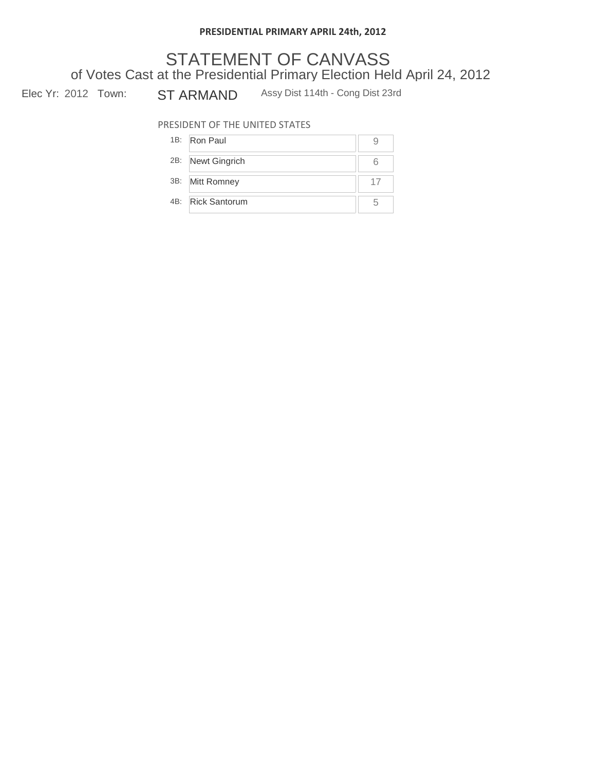**PRESIDENTIAL PRIMARY APRIL 24th, 2012**

# STATEMENT OF CANVASS

## of Votes Cast at the Presidential Primary Election Held April 24, 2012

Elec Yr: 2012 Town: ST ARMAND Assy Dist 114th - Cong Dist 23rd

PRESIDENT OF THE UNITED STATES

| | Candidate | Votes |
|---|---|---|
| 1B: | Ron Paul | 9 |
| 2B: | Newt Gingrich | 6 |
| 3B: | Mitt Romney | 17 |
| 4B: | Rick Santorum | 5 |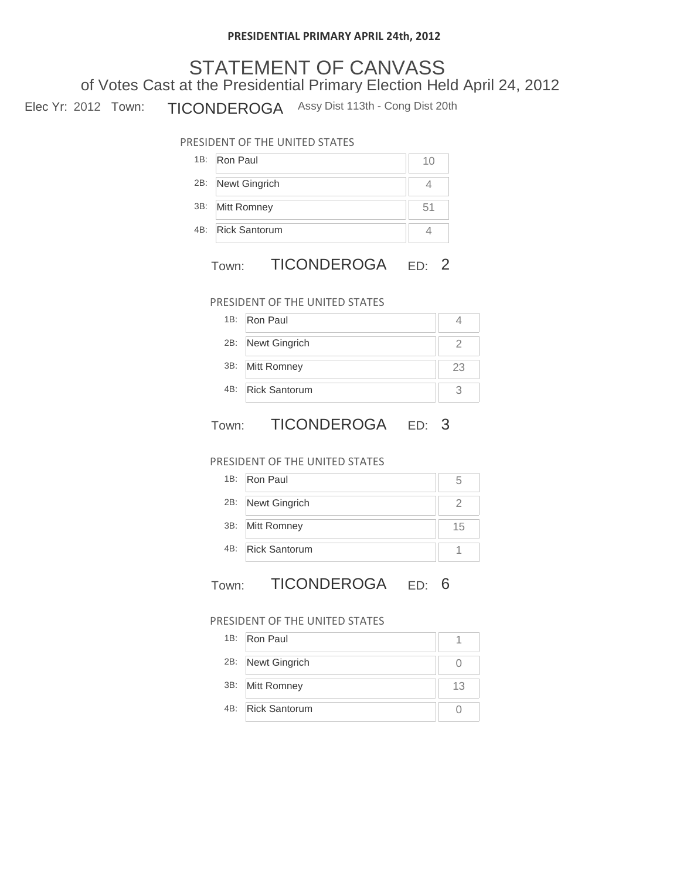**PRESIDENTIAL PRIMARY APRIL 24th, 2012**

# STATEMENT OF CANVASS

## of Votes Cast at the Presidential Primary Election Held April 24, 2012

Elec Yr: 2012 Town: TICONDEROGA Assy Dist 113th - Cong Dist 20th

PRESIDENT OF THE UNITED STATES

| | Candidate | Votes |
|---|---|---|
| 1B: | Ron Paul | 10 |
| 2B: | Newt Gingrich | 4 |
| 3B: | Mitt Romney | 51 |
| 4B: | Rick Santorum | 4 |

Town: TICONDEROGA ED: 2

PRESIDENT OF THE UNITED STATES

| | Candidate | Votes |
|---|---|---|
| 1B: | Ron Paul | 4 |
| 2B: | Newt Gingrich | 2 |
| 3B: | Mitt Romney | 23 |
| 4B: | Rick Santorum | 3 |

Town: TICONDEROGA ED: 3

PRESIDENT OF THE UNITED STATES

| | Candidate | Votes |
|---|---|---|
| 1B: | Ron Paul | 5 |
| 2B: | Newt Gingrich | 2 |
| 3B: | Mitt Romney | 15 |
| 4B: | Rick Santorum | 1 |

Town: TICONDEROGA ED: 6

PRESIDENT OF THE UNITED STATES

| | Candidate | Votes |
|---|---|---|
| 1B: | Ron Paul | 1 |
| 2B: | Newt Gingrich | 0 |
| 3B: | Mitt Romney | 13 |
| 4B: | Rick Santorum | 0 |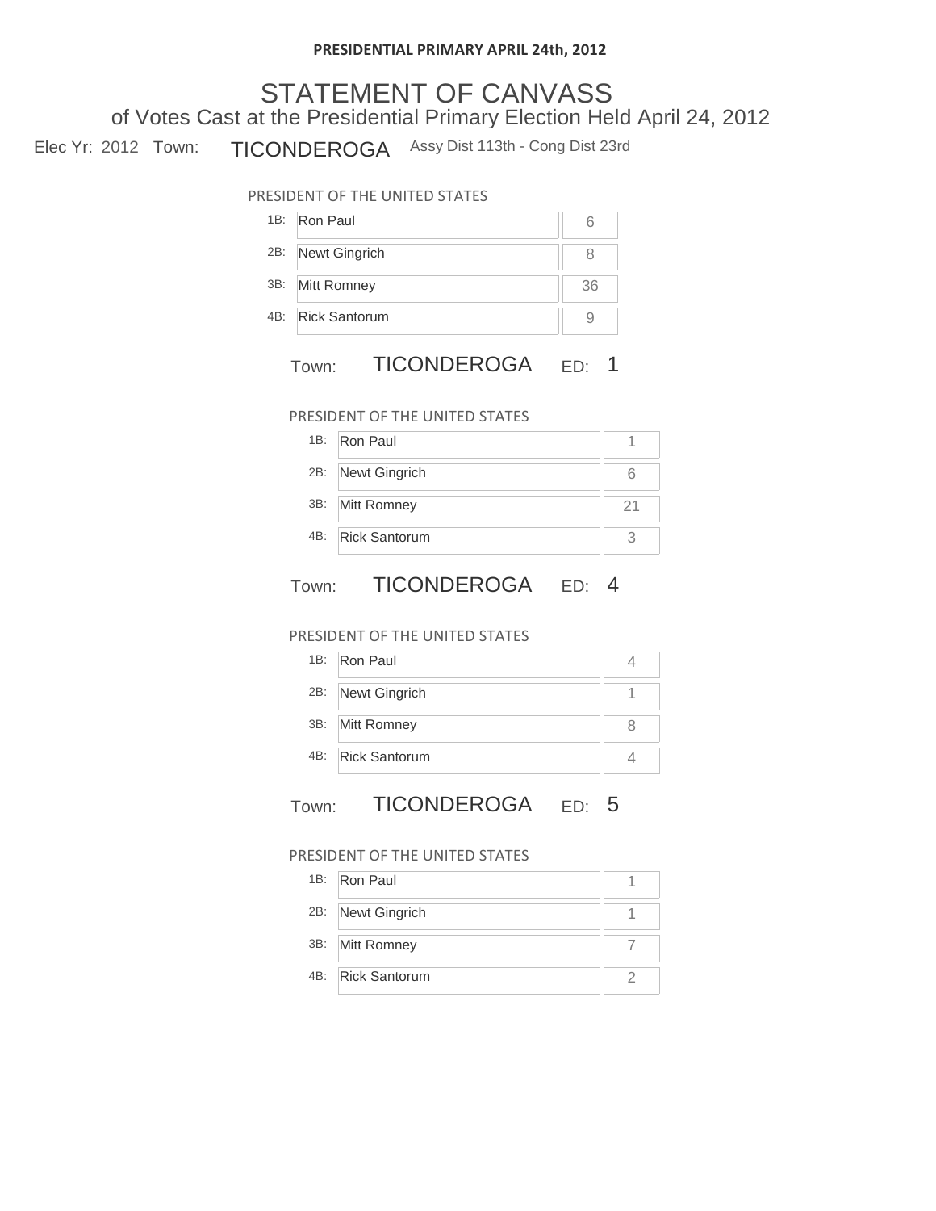**PRESIDENTIAL PRIMARY APRIL 24th, 2012**

# STATEMENT OF CANVASS

## of Votes Cast at the Presidential Primary Election Held April 24, 2012

Elec Yr: 2012 Town: TICONDEROGA Assy Dist 113th - Cong Dist 23rd

PRESIDENT OF THE UNITED STATES

| | Candidate | Votes |
|---|---|---|
| 1B: | Ron Paul | 6 |
| 2B: | Newt Gingrich | 8 |
| 3B: | Mitt Romney | 36 |
| 4B: | Rick Santorum | 9 |

Town: TICONDEROGA ED: 1

PRESIDENT OF THE UNITED STATES

| | Candidate | Votes |
|---|---|---|
| 1B: | Ron Paul | 1 |
| 2B: | Newt Gingrich | 6 |
| 3B: | Mitt Romney | 21 |
| 4B: | Rick Santorum | 3 |

Town: TICONDEROGA ED: 4

PRESIDENT OF THE UNITED STATES

| | Candidate | Votes |
|---|---|---|
| 1B: | Ron Paul | 4 |
| 2B: | Newt Gingrich | 1 |
| 3B: | Mitt Romney | 8 |
| 4B: | Rick Santorum | 4 |

Town: TICONDEROGA ED: 5

PRESIDENT OF THE UNITED STATES

| | Candidate | Votes |
|---|---|---|
| 1B: | Ron Paul | 1 |
| 2B: | Newt Gingrich | 1 |
| 3B: | Mitt Romney | 7 |
| 4B: | Rick Santorum | 2 |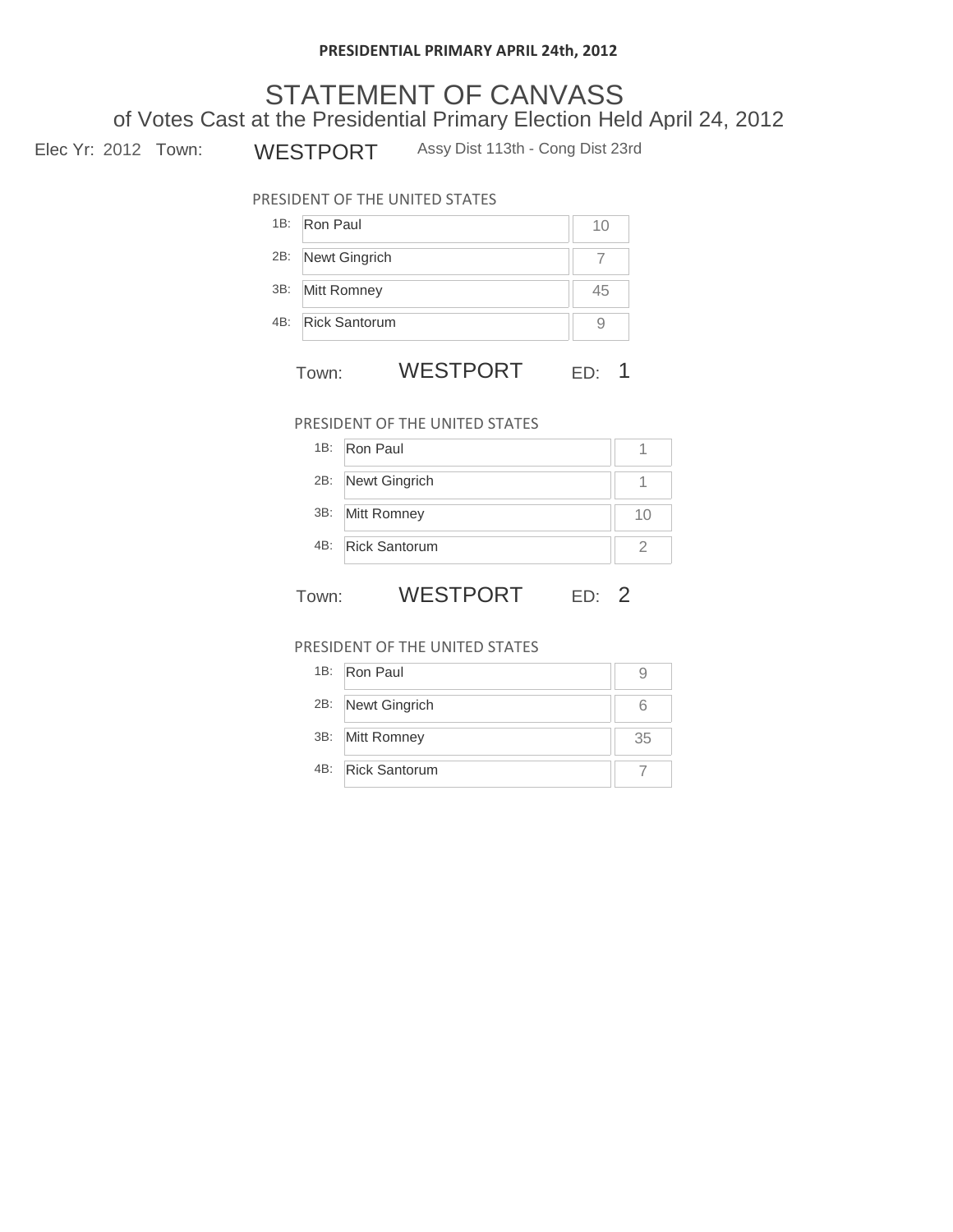**PRESIDENTIAL PRIMARY APRIL 24th, 2012**

# STATEMENT OF CANVASS

## of Votes Cast at the Presidential Primary Election Held April 24, 2012

Elec Yr: 2012 Town: WESTPORT Assy Dist 113th - Cong Dist 23rd

PRESIDENT OF THE UNITED STATES

| | Candidate | Votes |
|---|---|---|
| 1B: | Ron Paul | 10 |
| 2B: | Newt Gingrich | 7 |
| 3B: | Mitt Romney | 45 |
| 4B: | Rick Santorum | 9 |

Town: WESTPORT ED: 1

PRESIDENT OF THE UNITED STATES

| | Candidate | Votes |
|---|---|---|
| 1B: | Ron Paul | 1 |
| 2B: | Newt Gingrich | 1 |
| 3B: | Mitt Romney | 10 |
| 4B: | Rick Santorum | 2 |

Town: WESTPORT ED: 2

PRESIDENT OF THE UNITED STATES

| | Candidate | Votes |
|---|---|---|
| 1B: | Ron Paul | 9 |
| 2B: | Newt Gingrich | 6 |
| 3B: | Mitt Romney | 35 |
| 4B: | Rick Santorum | 7 |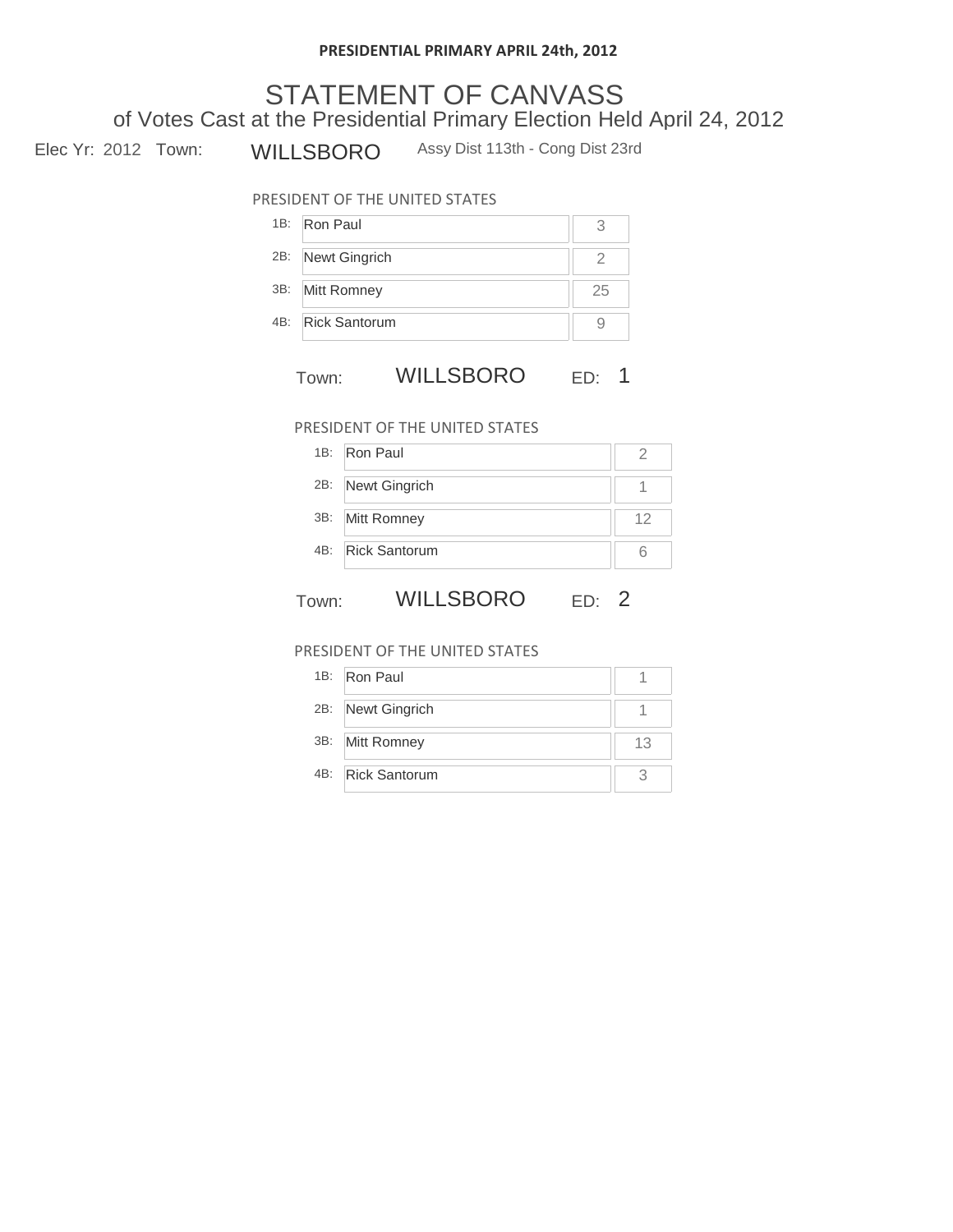**PRESIDENTIAL PRIMARY APRIL 24th, 2012**

# STATEMENT OF CANVASS

## of Votes Cast at the Presidential Primary Election Held April 24, 2012

Elec Yr: 2012 Town: WILLSBORO Assy Dist 113th - Cong Dist 23rd

PRESIDENT OF THE UNITED STATES

| | Candidate | Votes |
|---|---|---|
| 1B: | Ron Paul | 3 |
| 2B: | Newt Gingrich | 2 |
| 3B: | Mitt Romney | 25 |
| 4B: | Rick Santorum | 9 |

Town: WILLSBORO ED: 1

PRESIDENT OF THE UNITED STATES

| | Candidate | Votes |
|---|---|---|
| 1B: | Ron Paul | 2 |
| 2B: | Newt Gingrich | 1 |
| 3B: | Mitt Romney | 12 |
| 4B: | Rick Santorum | 6 |

Town: WILLSBORO ED: 2

PRESIDENT OF THE UNITED STATES

| | Candidate | Votes |
|---|---|---|
| 1B: | Ron Paul | 1 |
| 2B: | Newt Gingrich | 1 |
| 3B: | Mitt Romney | 13 |
| 4B: | Rick Santorum | 3 |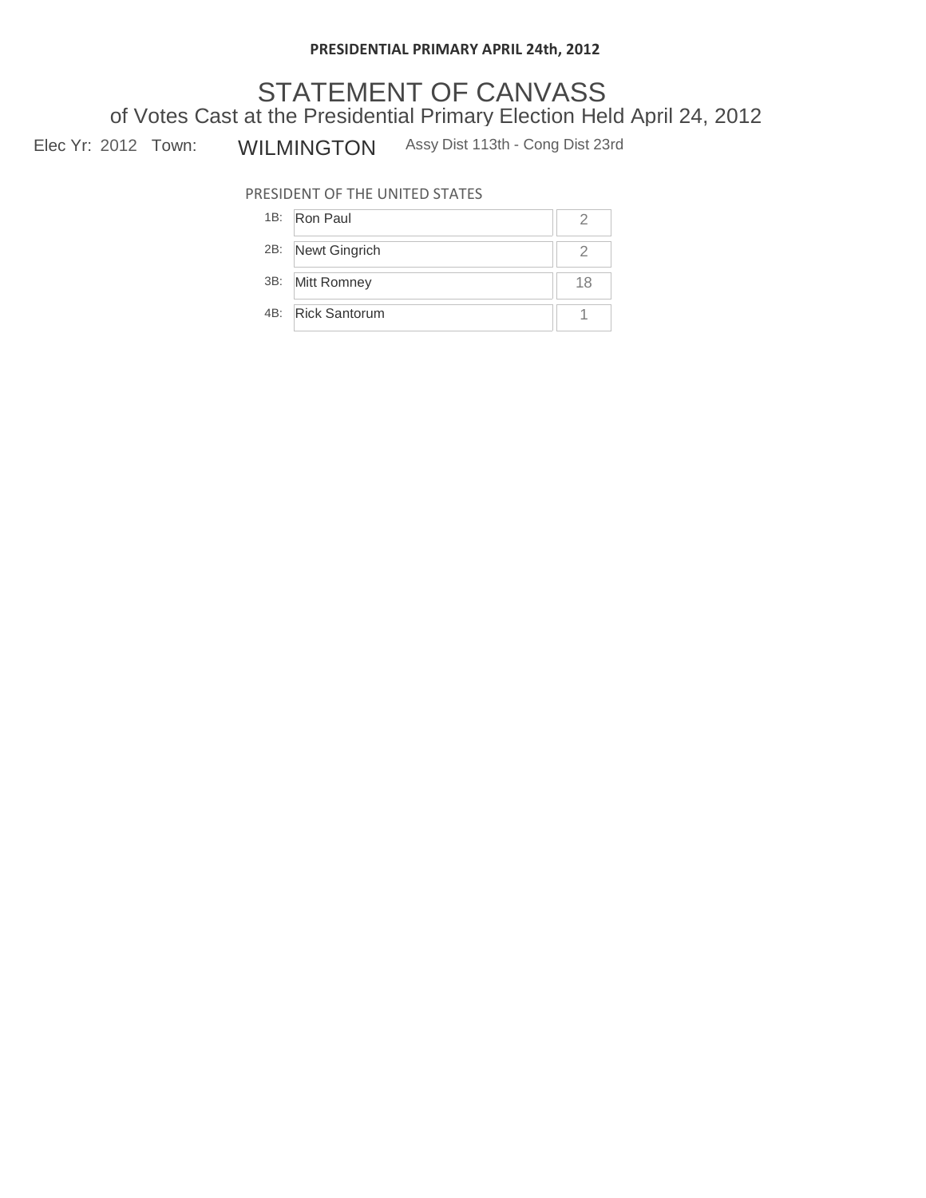**PRESIDENTIAL PRIMARY APRIL 24th, 2012**

# STATEMENT OF CANVASS

## of Votes Cast at the Presidential Primary Election Held April 24, 2012

Elec Yr: 2012 Town: WILMINGTON Assy Dist 113th - Cong Dist 23rd

PRESIDENT OF THE UNITED STATES

| | | |
|---|---|---|
| 1B: | Ron Paul | 2 |
| 2B: | Newt Gingrich | 2 |
| 3B: | Mitt Romney | 18 |
| 4B: | Rick Santorum | 1 |